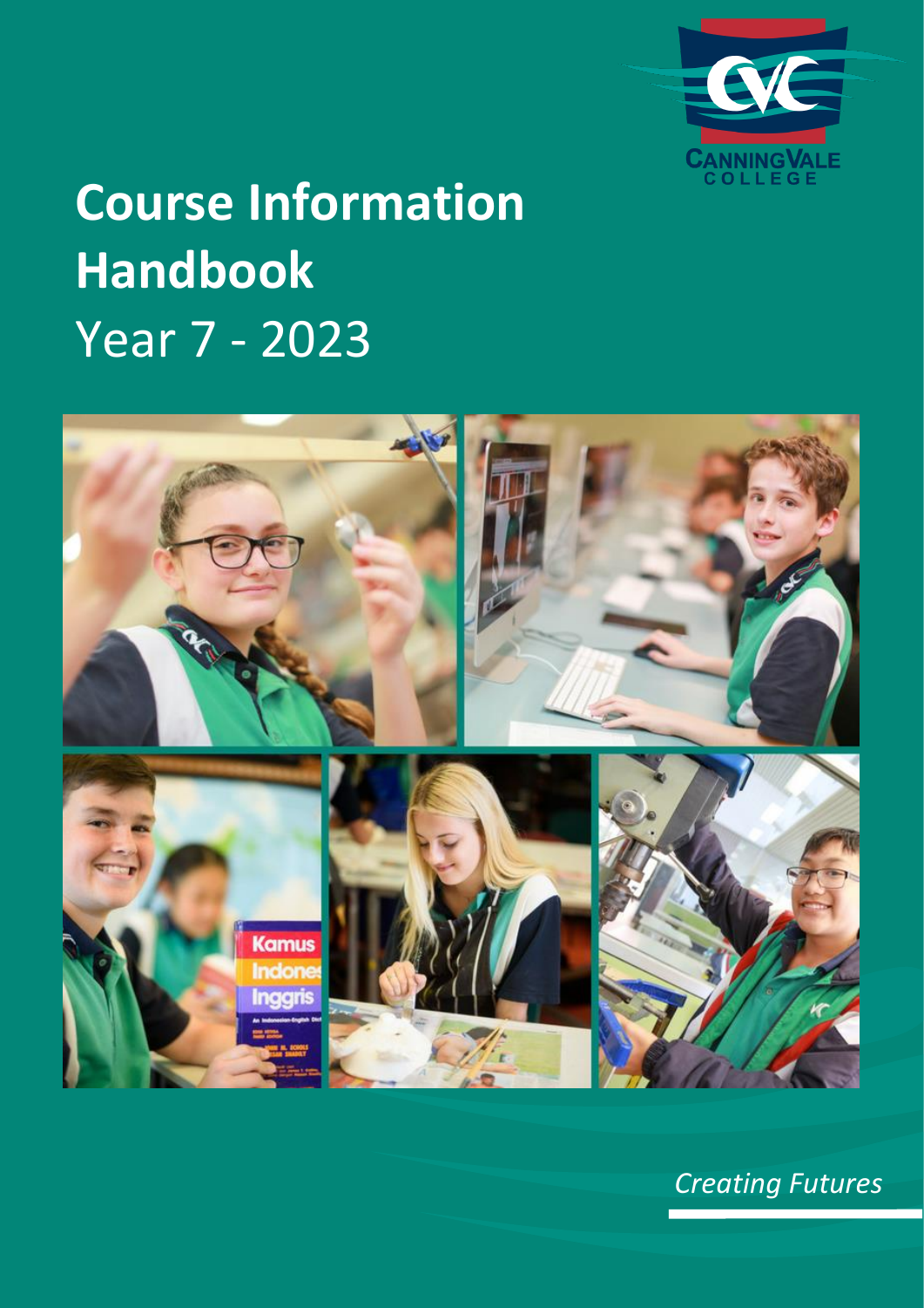CANNING VALE COLLEGE

# Course Information Handbook

Year 7 - 2023

*Creating Futures*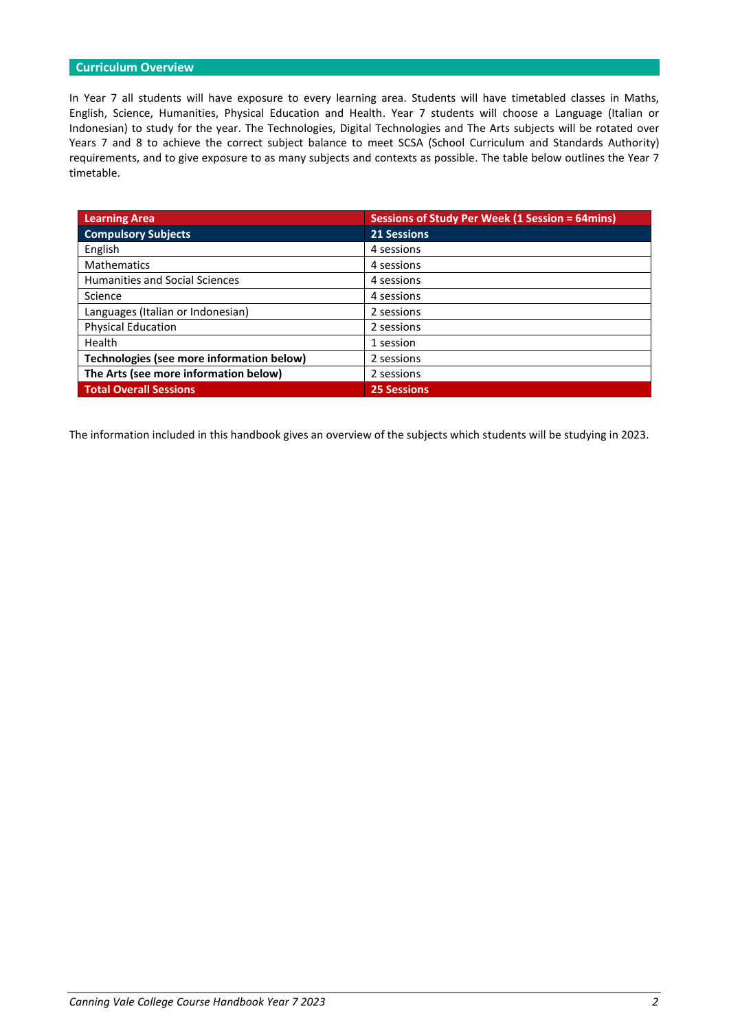## Curriculum Overview

In Year 7 all students will have exposure to every learning area. Students will have timetabled classes in Maths, English, Science, Humanities, Physical Education and Health. Year 7 students will choose a Language (Italian or Indonesian) to study for the year. The Technologies, Digital Technologies and The Arts subjects will be rotated over Years 7 and 8 to achieve the correct subject balance to meet SCSA (School Curriculum and Standards Authority) requirements, and to give exposure to as many subjects and contexts as possible. The table below outlines the Year 7 timetable.

| Learning Area | Sessions of Study Per Week (1 Session = 64mins) |
|---|---|
| **Compulsory Subjects** | **21 Sessions** |
| English | 4 sessions |
| Mathematics | 4 sessions |
| Humanities and Social Sciences | 4 sessions |
| Science | 4 sessions |
| Languages (Italian or Indonesian) | 2 sessions |
| Physical Education | 2 sessions |
| Health | 1 session |
| **Technologies (see more information below)** | 2 sessions |
| **The Arts (see more information below)** | 2 sessions |
| **Total Overall Sessions** | **25 Sessions** |

The information included in this handbook gives an overview of the subjects which students will be studying in 2023.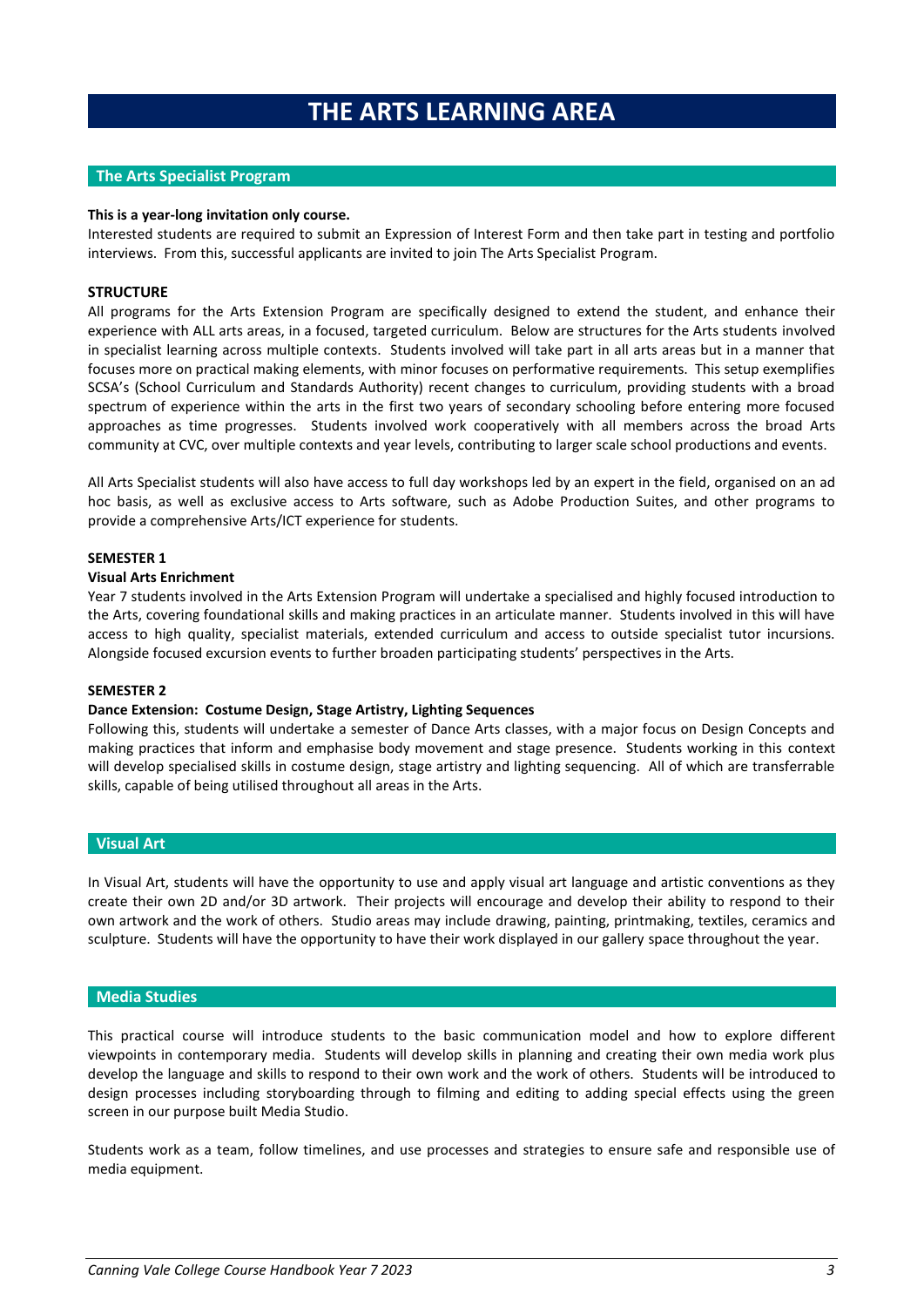# THE ARTS LEARNING AREA

## The Arts Specialist Program

**This is a year-long invitation only course.**

Interested students are required to submit an Expression of Interest Form and then take part in testing and portfolio interviews. From this, successful applicants are invited to join The Arts Specialist Program.

**STRUCTURE**

All programs for the Arts Extension Program are specifically designed to extend the student, and enhance their experience with ALL arts areas, in a focused, targeted curriculum. Below are structures for the Arts students involved in specialist learning across multiple contexts. Students involved will take part in all arts areas but in a manner that focuses more on practical making elements, with minor focuses on performative requirements. This setup exemplifies SCSA's (School Curriculum and Standards Authority) recent changes to curriculum, providing students with a broad spectrum of experience within the arts in the first two years of secondary schooling before entering more focused approaches as time progresses. Students involved work cooperatively with all members across the broad Arts community at CVC, over multiple contexts and year levels, contributing to larger scale school productions and events.

All Arts Specialist students will also have access to full day workshops led by an expert in the field, organised on an ad hoc basis, as well as exclusive access to Arts software, such as Adobe Production Suites, and other programs to provide a comprehensive Arts/ICT experience for students.

**SEMESTER 1**

**Visual Arts Enrichment**

Year 7 students involved in the Arts Extension Program will undertake a specialised and highly focused introduction to the Arts, covering foundational skills and making practices in an articulate manner. Students involved in this will have access to high quality, specialist materials, extended curriculum and access to outside specialist tutor incursions. Alongside focused excursion events to further broaden participating students' perspectives in the Arts.

**SEMESTER 2**

**Dance Extension: Costume Design, Stage Artistry, Lighting Sequences**

Following this, students will undertake a semester of Dance Arts classes, with a major focus on Design Concepts and making practices that inform and emphasise body movement and stage presence. Students working in this context will develop specialised skills in costume design, stage artistry and lighting sequencing. All of which are transferrable skills, capable of being utilised throughout all areas in the Arts.

## Visual Art

In Visual Art, students will have the opportunity to use and apply visual art language and artistic conventions as they create their own 2D and/or 3D artwork. Their projects will encourage and develop their ability to respond to their own artwork and the work of others. Studio areas may include drawing, painting, printmaking, textiles, ceramics and sculpture. Students will have the opportunity to have their work displayed in our gallery space throughout the year.

## Media Studies

This practical course will introduce students to the basic communication model and how to explore different viewpoints in contemporary media. Students will develop skills in planning and creating their own media work plus develop the language and skills to respond to their own work and the work of others. Students will be introduced to design processes including storyboarding through to filming and editing to adding special effects using the green screen in our purpose built Media Studio.

Students work as a team, follow timelines, and use processes and strategies to ensure safe and responsible use of media equipment.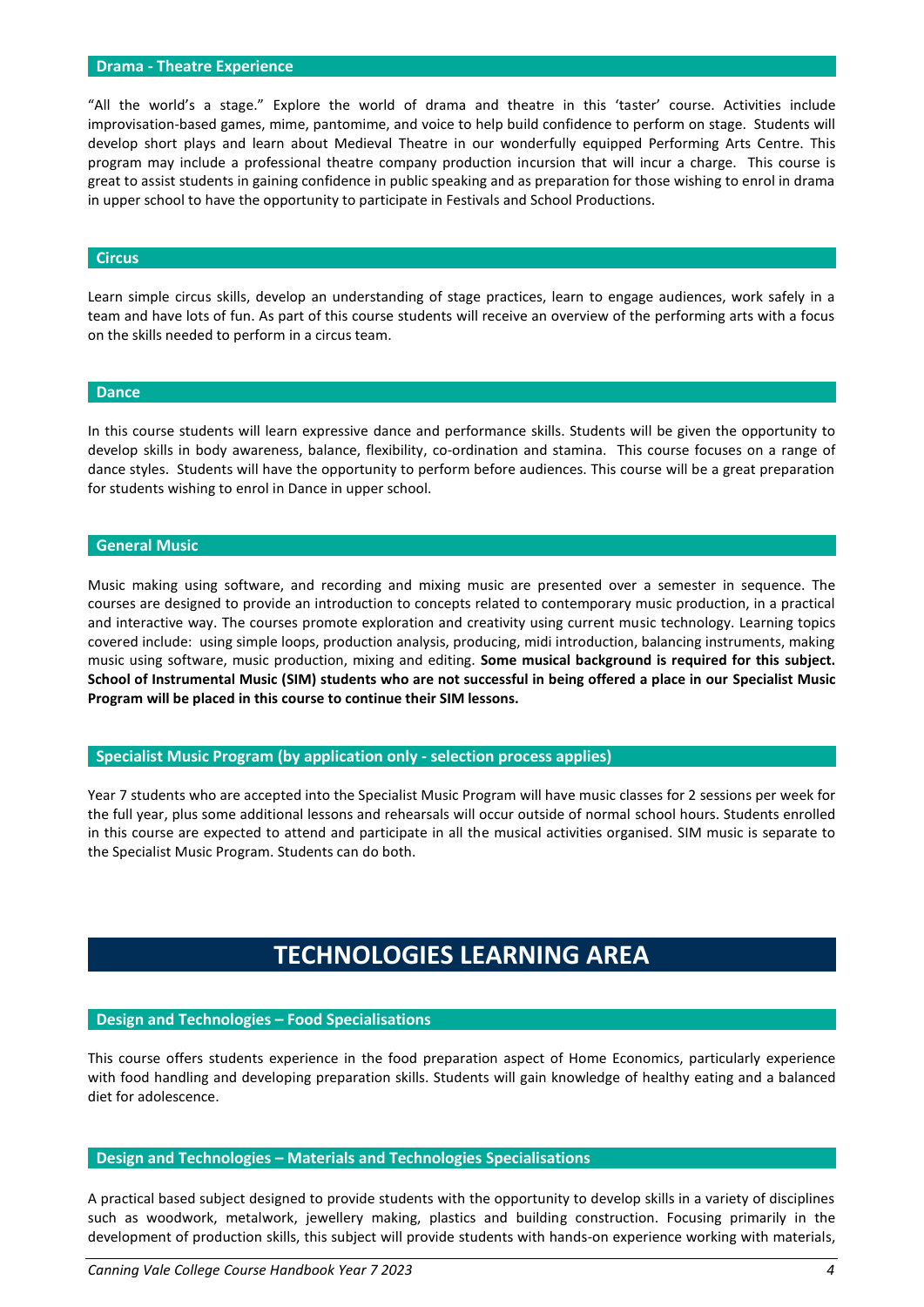### Drama - Theatre Experience

"All the world's a stage." Explore the world of drama and theatre in this 'taster' course. Activities include improvisation-based games, mime, pantomime, and voice to help build confidence to perform on stage. Students will develop short plays and learn about Medieval Theatre in our wonderfully equipped Performing Arts Centre. This program may include a professional theatre company production incursion that will incur a charge. This course is great to assist students in gaining confidence in public speaking and as preparation for those wishing to enrol in drama in upper school to have the opportunity to participate in Festivals and School Productions.

### Circus

Learn simple circus skills, develop an understanding of stage practices, learn to engage audiences, work safely in a team and have lots of fun. As part of this course students will receive an overview of the performing arts with a focus on the skills needed to perform in a circus team.

### Dance

In this course students will learn expressive dance and performance skills. Students will be given the opportunity to develop skills in body awareness, balance, flexibility, co-ordination and stamina. This course focuses on a range of dance styles. Students will have the opportunity to perform before audiences. This course will be a great preparation for students wishing to enrol in Dance in upper school.

### General Music

Music making using software, and recording and mixing music are presented over a semester in sequence. The courses are designed to provide an introduction to concepts related to contemporary music production, in a practical and interactive way. The courses promote exploration and creativity using current music technology. Learning topics covered include: using simple loops, production analysis, producing, midi introduction, balancing instruments, making music using software, music production, mixing and editing. **Some musical background is required for this subject. School of Instrumental Music (SIM) students who are not successful in being offered a place in our Specialist Music Program will be placed in this course to continue their SIM lessons.**

### Specialist Music Program (by application only - selection process applies)

Year 7 students who are accepted into the Specialist Music Program will have music classes for 2 sessions per week for the full year, plus some additional lessons and rehearsals will occur outside of normal school hours. Students enrolled in this course are expected to attend and participate in all the musical activities organised. SIM music is separate to the Specialist Music Program. Students can do both.

## TECHNOLOGIES LEARNING AREA

### Design and Technologies – Food Specialisations

This course offers students experience in the food preparation aspect of Home Economics, particularly experience with food handling and developing preparation skills. Students will gain knowledge of healthy eating and a balanced diet for adolescence.

### Design and Technologies – Materials and Technologies Specialisations

A practical based subject designed to provide students with the opportunity to develop skills in a variety of disciplines such as woodwork, metalwork, jewellery making, plastics and building construction. Focusing primarily in the development of production skills, this subject will provide students with hands-on experience working with materials,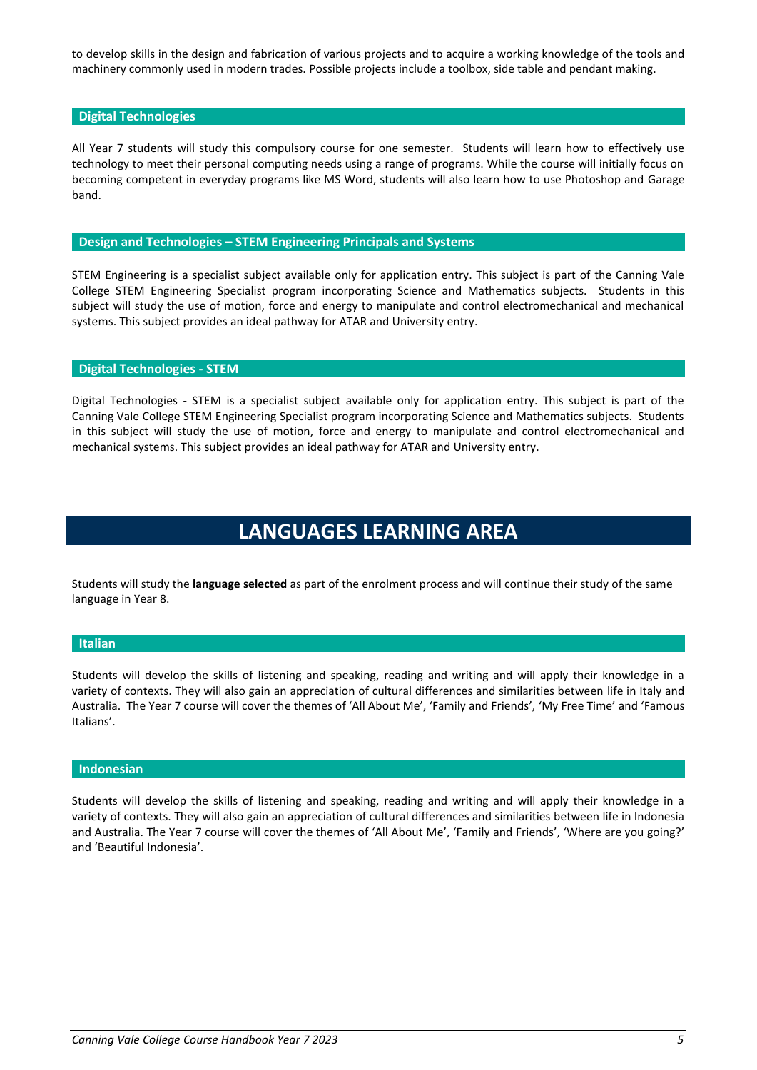to develop skills in the design and fabrication of various projects and to acquire a working knowledge of the tools and machinery commonly used in modern trades. Possible projects include a toolbox, side table and pendant making.

### Digital Technologies

All Year 7 students will study this compulsory course for one semester. Students will learn how to effectively use technology to meet their personal computing needs using a range of programs. While the course will initially focus on becoming competent in everyday programs like MS Word, students will also learn how to use Photoshop and Garage band.

### Design and Technologies – STEM Engineering Principals and Systems

STEM Engineering is a specialist subject available only for application entry. This subject is part of the Canning Vale College STEM Engineering Specialist program incorporating Science and Mathematics subjects. Students in this subject will study the use of motion, force and energy to manipulate and control electromechanical and mechanical systems. This subject provides an ideal pathway for ATAR and University entry.

### Digital Technologies - STEM

Digital Technologies - STEM is a specialist subject available only for application entry. This subject is part of the Canning Vale College STEM Engineering Specialist program incorporating Science and Mathematics subjects. Students in this subject will study the use of motion, force and energy to manipulate and control electromechanical and mechanical systems. This subject provides an ideal pathway for ATAR and University entry.

## LANGUAGES LEARNING AREA

Students will study the **language selected** as part of the enrolment process and will continue their study of the same language in Year 8.

### Italian

Students will develop the skills of listening and speaking, reading and writing and will apply their knowledge in a variety of contexts. They will also gain an appreciation of cultural differences and similarities between life in Italy and Australia. The Year 7 course will cover the themes of 'All About Me', 'Family and Friends', 'My Free Time' and 'Famous Italians'.

### Indonesian

Students will develop the skills of listening and speaking, reading and writing and will apply their knowledge in a variety of contexts. They will also gain an appreciation of cultural differences and similarities between life in Indonesia and Australia. The Year 7 course will cover the themes of 'All About Me', 'Family and Friends', 'Where are you going?' and 'Beautiful Indonesia'.